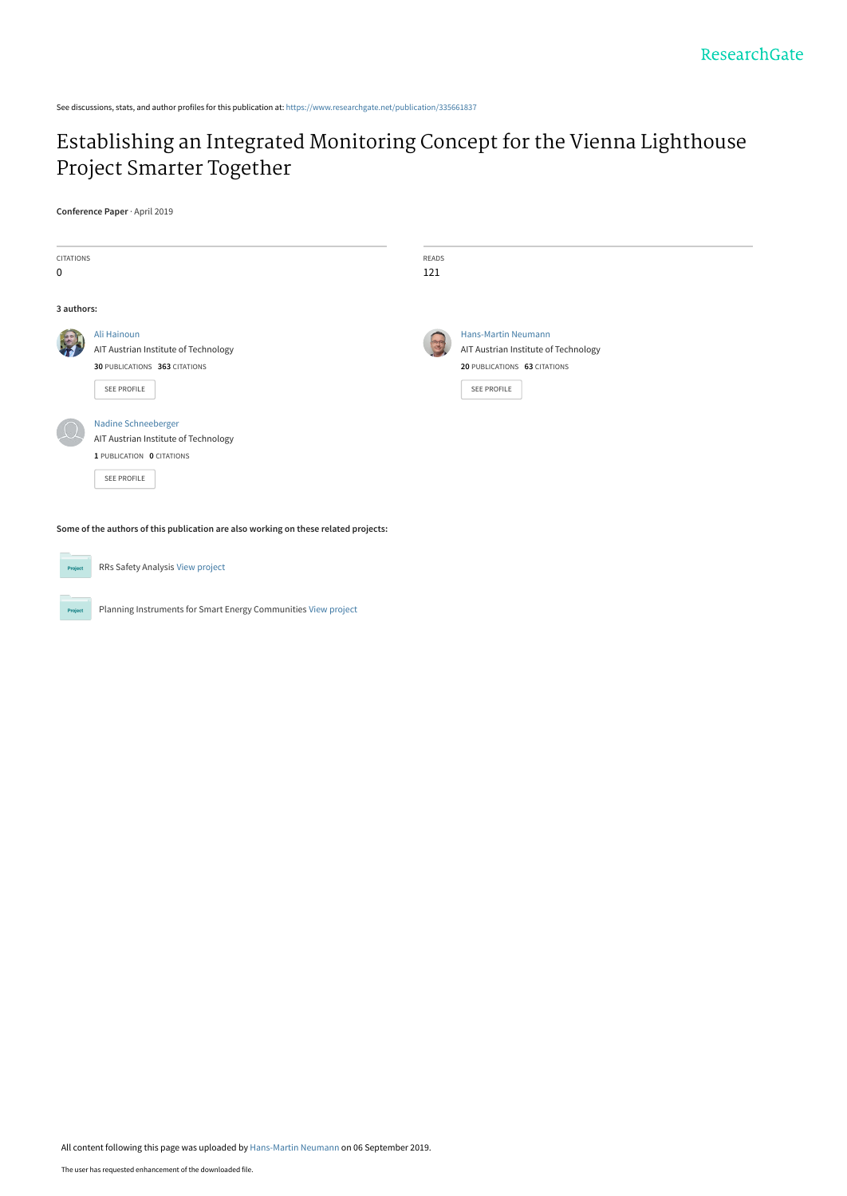ResearchGate

See discussions, stats, and author profiles for this publication at: https://www.researchgate.net/publication/335661837

# Establishing an Integrated Monitoring Concept for the Vienna Lighthouse Project Smarter Together

**Conference Paper** · April 2019

CITATIONS
0

READS
121

**3 authors:**

Ali Hainoun
AIT Austrian Institute of Technology
**30** PUBLICATIONS **363** CITATIONS
SEE PROFILE

Hans-Martin Neumann
AIT Austrian Institute of Technology
**20** PUBLICATIONS **63** CITATIONS
SEE PROFILE

Nadine Schneeberger
AIT Austrian Institute of Technology
**1** PUBLICATION **0** CITATIONS
SEE PROFILE

**Some of the authors of this publication are also working on these related projects:**

Project: RRs Safety Analysis View project

Project: Planning Instruments for Smart Energy Communities View project

All content following this page was uploaded by Hans-Martin Neumann on 06 September 2019.

The user has requested enhancement of the downloaded file.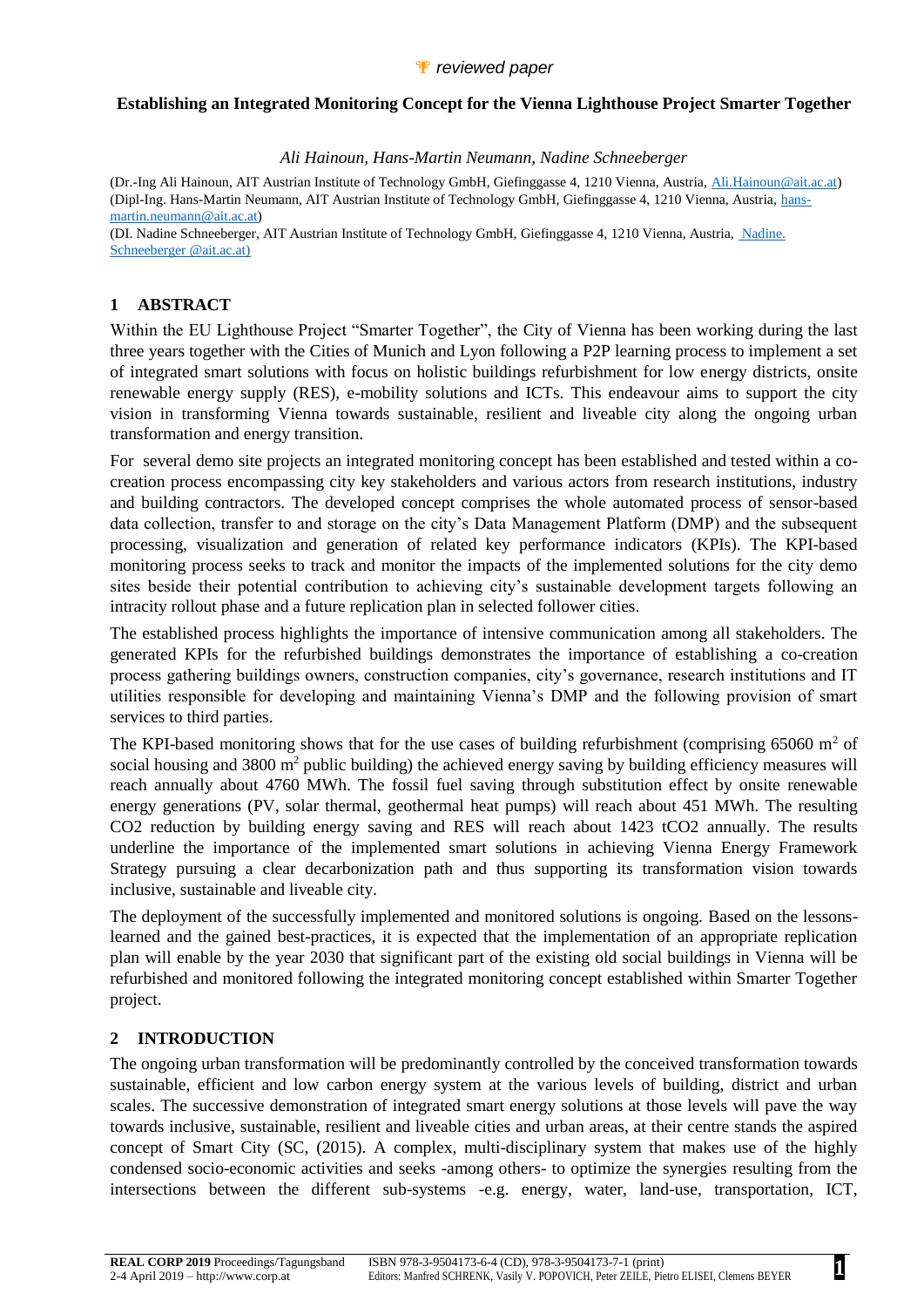🏆 *reviewed paper*

**Establishing an Integrated Monitoring Concept for the Vienna Lighthouse Project Smarter Together**

*Ali Hainoun, Hans-Martin Neumann, Nadine Schneeberger*

(Dr.-Ing Ali Hainoun, AIT Austrian Institute of Technology GmbH, Giefinggasse 4, 1210 Vienna, Austria, Ali.Hainoun@ait.ac.at)
(Dipl-Ing. Hans-Martin Neumann, AIT Austrian Institute of Technology GmbH, Giefinggasse 4, 1210 Vienna, Austria, hans-martin.neumann@ait.ac.at)
(DI. Nadine Schneeberger, AIT Austrian Institute of Technology GmbH, Giefinggasse 4, 1210 Vienna, Austria, Nadine. Schneeberger @ait.ac.at)

## 1 ABSTRACT

Within the EU Lighthouse Project "Smarter Together", the City of Vienna has been working during the last three years together with the Cities of Munich and Lyon following a P2P learning process to implement a set of integrated smart solutions with focus on holistic buildings refurbishment for low energy districts, onsite renewable energy supply (RES), e-mobility solutions and ICTs. This endeavour aims to support the city vision in transforming Vienna towards sustainable, resilient and liveable city along the ongoing urban transformation and energy transition.

For several demo site projects an integrated monitoring concept has been established and tested within a co-creation process encompassing city key stakeholders and various actors from research institutions, industry and building contractors. The developed concept comprises the whole automated process of sensor-based data collection, transfer to and storage on the city's Data Management Platform (DMP) and the subsequent processing, visualization and generation of related key performance indicators (KPIs). The KPI-based monitoring process seeks to track and monitor the impacts of the implemented solutions for the city demo sites beside their potential contribution to achieving city's sustainable development targets following an intracity rollout phase and a future replication plan in selected follower cities.

The established process highlights the importance of intensive communication among all stakeholders. The generated KPIs for the refurbished buildings demonstrates the importance of establishing a co-creation process gathering buildings owners, construction companies, city's governance, research institutions and IT utilities responsible for developing and maintaining Vienna's DMP and the following provision of smart services to third parties.

The KPI-based monitoring shows that for the use cases of building refurbishment (comprising 65060 $m^2$ of social housing and 3800 $m^2$ public building) the achieved energy saving by building efficiency measures will reach annually about 4760 MWh. The fossil fuel saving through substitution effect by onsite renewable energy generations (PV, solar thermal, geothermal heat pumps) will reach about 451 MWh. The resulting $CO_2$ reduction by building energy saving and RES will reach about 1423 $tCO_2$ annually. The results underline the importance of the implemented smart solutions in achieving Vienna Energy Framework Strategy pursuing a clear decarbonization path and thus supporting its transformation vision towards inclusive, sustainable and liveable city.

The deployment of the successfully implemented and monitored solutions is ongoing. Based on the lessons-learned and the gained best-practices, it is expected that the implementation of an appropriate replication plan will enable by the year 2030 that significant part of the existing old social buildings in Vienna will be refurbished and monitored following the integrated monitoring concept established within Smarter Together project.

## 2 INTRODUCTION

The ongoing urban transformation will be predominantly controlled by the conceived transformation towards sustainable, efficient and low carbon energy system at the various levels of building, district and urban scales. The successive demonstration of integrated smart energy solutions at those levels will pave the way towards inclusive, sustainable, resilient and liveable cities and urban areas, at their centre stands the aspired concept of Smart City (SC, (2015). A complex, multi-disciplinary system that makes use of the highly condensed socio-economic activities and seeks -among others- to optimize the synergies resulting from the intersections between the different sub-systems -e.g. energy, water, land-use, transportation, ICT,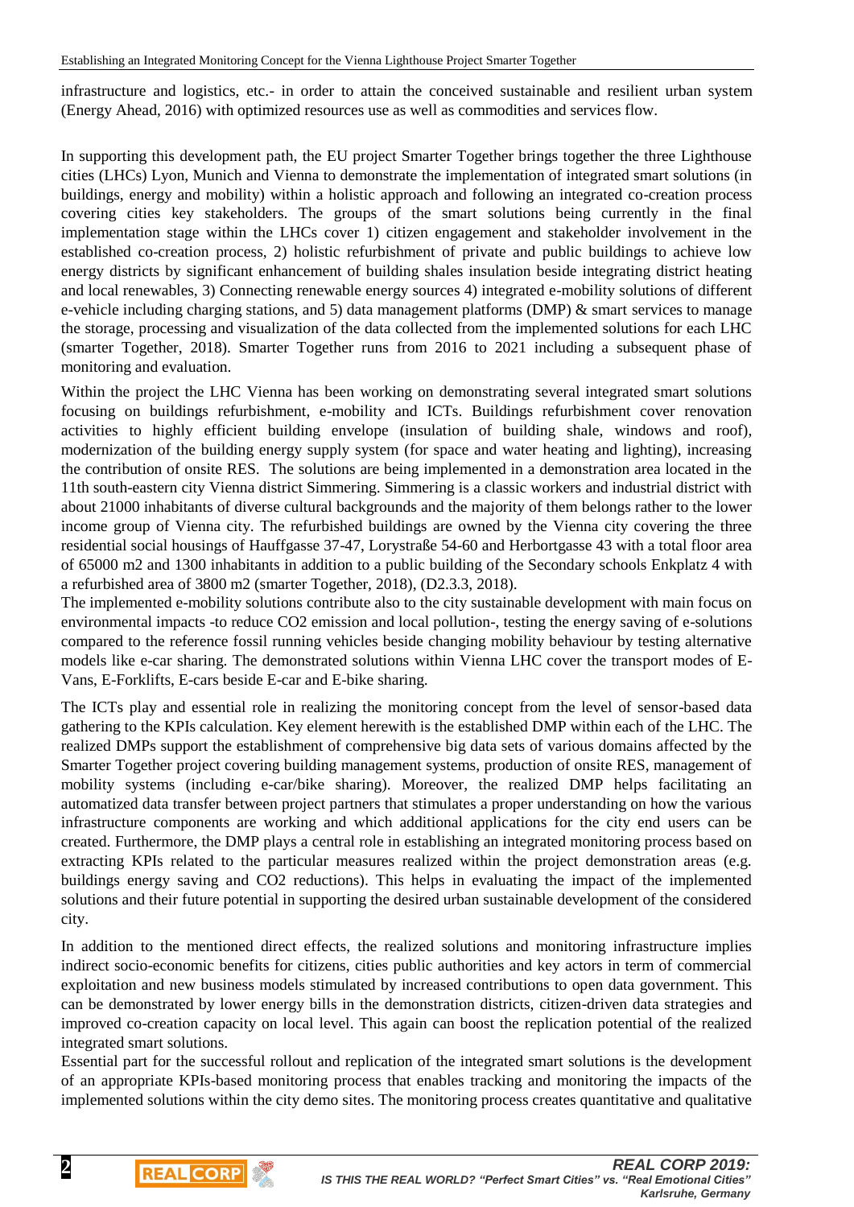infrastructure and logistics, etc.- in order to attain the conceived sustainable and resilient urban system (Energy Ahead, 2016) with optimized resources use as well as commodities and services flow.

In supporting this development path, the EU project Smarter Together brings together the three Lighthouse cities (LHCs) Lyon, Munich and Vienna to demonstrate the implementation of integrated smart solutions (in buildings, energy and mobility) within a holistic approach and following an integrated co-creation process covering cities key stakeholders. The groups of the smart solutions being currently in the final implementation stage within the LHCs cover 1) citizen engagement and stakeholder involvement in the established co-creation process, 2) holistic refurbishment of private and public buildings to achieve low energy districts by significant enhancement of building shales insulation beside integrating district heating and local renewables, 3) Connecting renewable energy sources 4) integrated e-mobility solutions of different e-vehicle including charging stations, and 5) data management platforms (DMP) & smart services to manage the storage, processing and visualization of the data collected from the implemented solutions for each LHC (smarter Together, 2018). Smarter Together runs from 2016 to 2021 including a subsequent phase of monitoring and evaluation.

Within the project the LHC Vienna has been working on demonstrating several integrated smart solutions focusing on buildings refurbishment, e-mobility and ICTs. Buildings refurbishment cover renovation activities to highly efficient building envelope (insulation of building shale, windows and roof), modernization of the building energy supply system (for space and water heating and lighting), increasing the contribution of onsite RES. The solutions are being implemented in a demonstration area located in the 11th south-eastern city Vienna district Simmering. Simmering is a classic workers and industrial district with about 21000 inhabitants of diverse cultural backgrounds and the majority of them belongs rather to the lower income group of Vienna city. The refurbished buildings are owned by the Vienna city covering the three residential social housings of Hauffgasse 37-47, Lorystraße 54-60 and Herbortgasse 43 with a total floor area of 65000 m2 and 1300 inhabitants in addition to a public building of the Secondary schools Enkplatz 4 with a refurbished area of 3800 m2 (smarter Together, 2018), (D2.3.3, 2018).

The implemented e-mobility solutions contribute also to the city sustainable development with main focus on environmental impacts -to reduce CO2 emission and local pollution-, testing the energy saving of e-solutions compared to the reference fossil running vehicles beside changing mobility behaviour by testing alternative models like e-car sharing. The demonstrated solutions within Vienna LHC cover the transport modes of E-Vans, E-Forklifts, E-cars beside E-car and E-bike sharing.

The ICTs play and essential role in realizing the monitoring concept from the level of sensor-based data gathering to the KPIs calculation. Key element herewith is the established DMP within each of the LHC. The realized DMPs support the establishment of comprehensive big data sets of various domains affected by the Smarter Together project covering building management systems, production of onsite RES, management of mobility systems (including e-car/bike sharing). Moreover, the realized DMP helps facilitating an automatized data transfer between project partners that stimulates a proper understanding on how the various infrastructure components are working and which additional applications for the city end users can be created. Furthermore, the DMP plays a central role in establishing an integrated monitoring process based on extracting KPIs related to the particular measures realized within the project demonstration areas (e.g. buildings energy saving and CO2 reductions). This helps in evaluating the impact of the implemented solutions and their future potential in supporting the desired urban sustainable development of the considered city.

In addition to the mentioned direct effects, the realized solutions and monitoring infrastructure implies indirect socio-economic benefits for citizens, cities public authorities and key actors in term of commercial exploitation and new business models stimulated by increased contributions to open data government. This can be demonstrated by lower energy bills in the demonstration districts, citizen-driven data strategies and improved co-creation capacity on local level. This again can boost the replication potential of the realized integrated smart solutions.

Essential part for the successful rollout and replication of the integrated smart solutions is the development of an appropriate KPIs-based monitoring process that enables tracking and monitoring the impacts of the implemented solutions within the city demo sites. The monitoring process creates quantitative and qualitative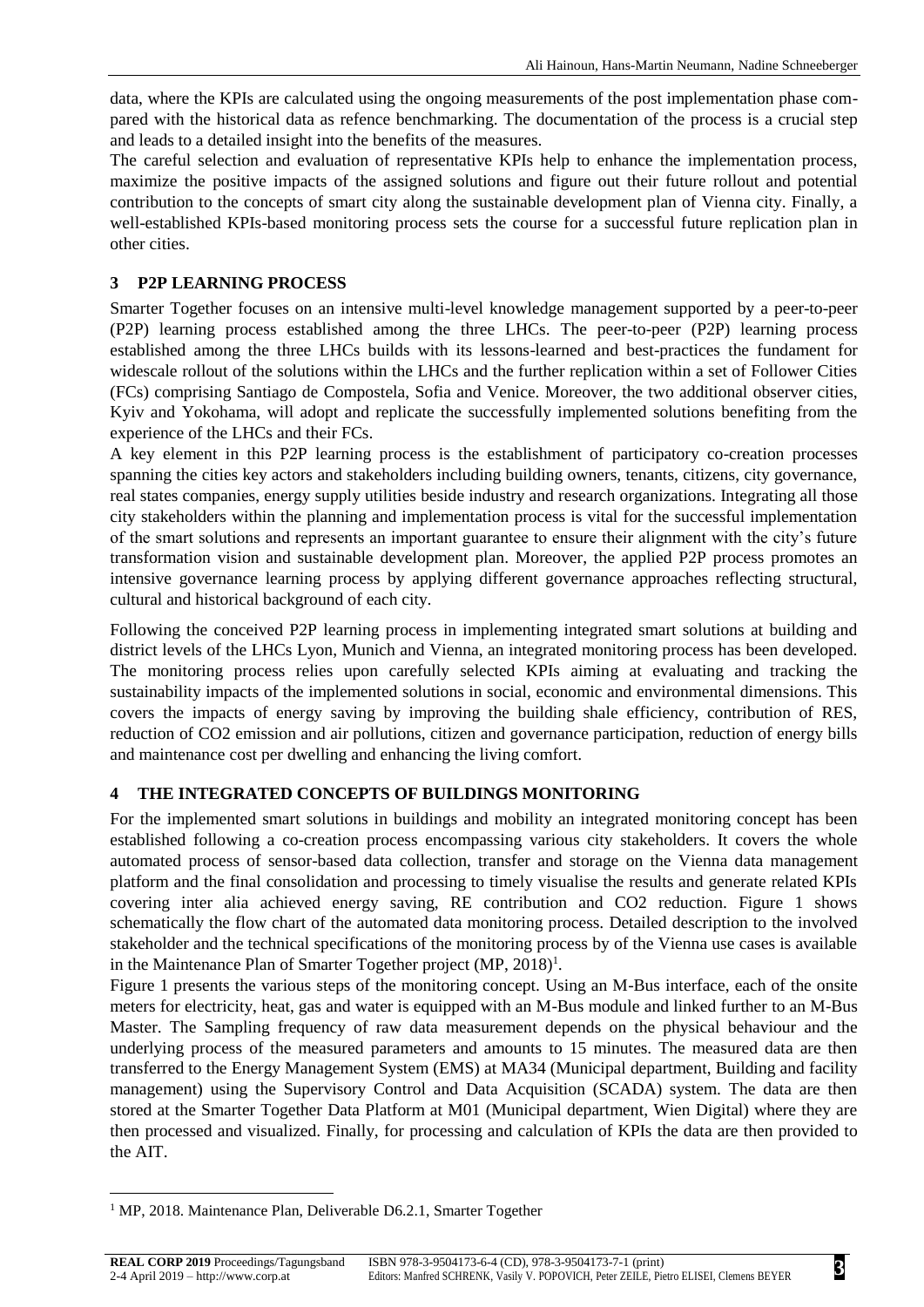data, where the KPIs are calculated using the ongoing measurements of the post implementation phase compared with the historical data as refence benchmarking. The documentation of the process is a crucial step and leads to a detailed insight into the benefits of the measures.

The careful selection and evaluation of representative KPIs help to enhance the implementation process, maximize the positive impacts of the assigned solutions and figure out their future rollout and potential contribution to the concepts of smart city along the sustainable development plan of Vienna city. Finally, a well-established KPIs-based monitoring process sets the course for a successful future replication plan in other cities.

## 3 P2P LEARNING PROCESS

Smarter Together focuses on an intensive multi-level knowledge management supported by a peer-to-peer (P2P) learning process established among the three LHCs. The peer-to-peer (P2P) learning process established among the three LHCs builds with its lessons-learned and best-practices the fundament for widescale rollout of the solutions within the LHCs and the further replication within a set of Follower Cities (FCs) comprising Santiago de Compostela, Sofia and Venice. Moreover, the two additional observer cities, Kyiv and Yokohama, will adopt and replicate the successfully implemented solutions benefiting from the experience of the LHCs and their FCs.

A key element in this P2P learning process is the establishment of participatory co-creation processes spanning the cities key actors and stakeholders including building owners, tenants, citizens, city governance, real states companies, energy supply utilities beside industry and research organizations. Integrating all those city stakeholders within the planning and implementation process is vital for the successful implementation of the smart solutions and represents an important guarantee to ensure their alignment with the city's future transformation vision and sustainable development plan. Moreover, the applied P2P process promotes an intensive governance learning process by applying different governance approaches reflecting structural, cultural and historical background of each city.

Following the conceived P2P learning process in implementing integrated smart solutions at building and district levels of the LHCs Lyon, Munich and Vienna, an integrated monitoring process has been developed. The monitoring process relies upon carefully selected KPIs aiming at evaluating and tracking the sustainability impacts of the implemented solutions in social, economic and environmental dimensions. This covers the impacts of energy saving by improving the building shale efficiency, contribution of RES, reduction of CO2 emission and air pollutions, citizen and governance participation, reduction of energy bills and maintenance cost per dwelling and enhancing the living comfort.

## 4 THE INTEGRATED CONCEPTS OF BUILDINGS MONITORING

For the implemented smart solutions in buildings and mobility an integrated monitoring concept has been established following a co-creation process encompassing various city stakeholders. It covers the whole automated process of sensor-based data collection, transfer and storage on the Vienna data management platform and the final consolidation and processing to timely visualise the results and generate related KPIs covering inter alia achieved energy saving, RE contribution and CO2 reduction. Figure 1 shows schematically the flow chart of the automated data monitoring process. Detailed description to the involved stakeholder and the technical specifications of the monitoring process by of the Vienna use cases is available in the Maintenance Plan of Smarter Together project (MP, 2018)[1].

Figure 1 presents the various steps of the monitoring concept. Using an M-Bus interface, each of the onsite meters for electricity, heat, gas and water is equipped with an M-Bus module and linked further to an M-Bus Master. The Sampling frequency of raw data measurement depends on the physical behaviour and the underlying process of the measured parameters and amounts to 15 minutes. The measured data are then transferred to the Energy Management System (EMS) at MA34 (Municipal department, Building and facility management) using the Supervisory Control and Data Acquisition (SCADA) system. The data are then stored at the Smarter Together Data Platform at M01 (Municipal department, Wien Digital) where they are then processed and visualized. Finally, for processing and calculation of KPIs the data are then provided to the AIT.

[1] MP, 2018. Maintenance Plan, Deliverable D6.2.1, Smarter Together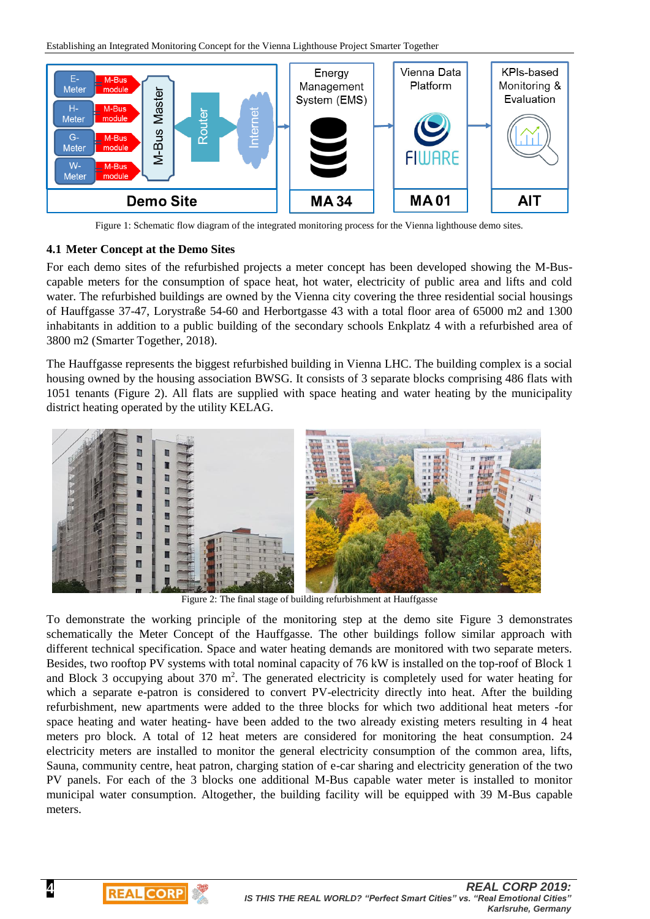Figure 1: Schematic flow diagram of the integrated monitoring process for the Vienna lighthouse demo sites.

### 4.1 Meter Concept at the Demo Sites

For each demo sites of the refurbished projects a meter concept has been developed showing the M-Bus-capable meters for the consumption of space heat, hot water, electricity of public area and lifts and cold water. The refurbished buildings are owned by the Vienna city covering the three residential social housings of Hauffgasse 37-47, Lorystraße 54-60 and Herbortgasse 43 with a total floor area of 65000 m2 and 1300 inhabitants in addition to a public building of the secondary schools Enkplatz 4 with a refurbished area of 3800 m2 (Smarter Together, 2018).

The Hauffgasse represents the biggest refurbished building in Vienna LHC. The building complex is a social housing owned by the housing association BWSG. It consists of 3 separate blocks comprising 486 flats with 1051 tenants (Figure 2). All flats are supplied with space heating and water heating by the municipality district heating operated by the utility KELAG.

Figure 2: The final stage of building refurbishment at Hauffgasse

To demonstrate the working principle of the monitoring step at the demo site Figure 3 demonstrates schematically the Meter Concept of the Hauffgasse. The other buildings follow similar approach with different technical specification. Space and water heating demands are monitored with two separate meters. Besides, two rooftop PV systems with total nominal capacity of 76 kW is installed on the top-roof of Block 1 and Block 3 occupying about 370 $m^2$. The generated electricity is completely used for water heating for which a separate e-patron is considered to convert PV-electricity directly into heat. After the building refurbishment, new apartments were added to the three blocks for which two additional heat meters -for space heating and water heating- have been added to the two already existing meters resulting in 4 heat meters pro block. A total of 12 heat meters are considered for monitoring the heat consumption. 24 electricity meters are installed to monitor the general electricity consumption of the common area, lifts, Sauna, community centre, heat patron, charging station of e-car sharing and electricity generation of the two PV panels. For each of the 3 blocks one additional M-Bus capable water meter is installed to monitor municipal water consumption. Altogether, the building facility will be equipped with 39 M-Bus capable meters.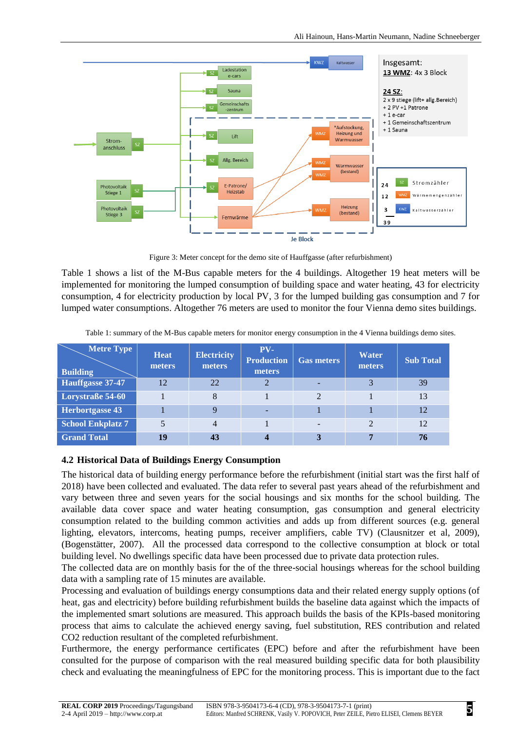Figure 3: Meter concept for the demo site of Hauffgasse (after refurbishment)

Table 1 shows a list of the M-Bus capable meters for the 4 buildings. Altogether 19 heat meters will be implemented for monitoring the lumped consumption of building space and water heating, 43 for electricity consumption, 4 for electricity production by local PV, 3 for the lumped building gas consumption and 7 for lumped water consumptions. Altogether 76 meters are used to monitor the four Vienna demo sites buildings.

Table 1: summary of the M-Bus capable meters for monitor energy consumption in the 4 Vienna buildings demo sites.

| Metre Type / Building | Heat meters | Electricity meters | PV-Production meters | Gas meters | Water meters | Sub Total |
|---|---|---|---|---|---|---|
| **Hauffgasse 37-47** | 12 | 22 | 2 | - | 3 | 39 |
| **Lorystraße 54-60** | 1 | 8 | 1 | 2 | 1 | 13 |
| **Herbortgasse 43** | 1 | 9 | - | 1 | 1 | 12 |
| **School Enkplatz 7** | 5 | 4 | 1 | - | 2 | 12 |
| **Grand Total** | **19** | **43** | **4** | **3** | **7** | **76** |

### 4.2 Historical Data of Buildings Energy Consumption

The historical data of building energy performance before the refurbishment (initial start was the first half of 2018) have been collected and evaluated. The data refer to several past years ahead of the refurbishment and vary between three and seven years for the social housings and six months for the school building. The available data cover space and water heating consumption, gas consumption and general electricity consumption related to the building common activities and adds up from different sources (e.g. general lighting, elevators, intercoms, heating pumps, receiver amplifiers, cable TV) (Clausnitzer et al, 2009), (Bogenstätter, 2007). All the processed data correspond to the collective consumption at block or total building level. No dwellings specific data have been processed due to private data protection rules.

The collected data are on monthly basis for the of the three-social housings whereas for the school building data with a sampling rate of 15 minutes are available.

Processing and evaluation of buildings energy consumptions data and their related energy supply options (of heat, gas and electricity) before building refurbishment builds the baseline data against which the impacts of the implemented smart solutions are measured. This approach builds the basis of the KPIs-based monitoring process that aims to calculate the achieved energy saving, fuel substitution, RES contribution and related CO2 reduction resultant of the completed refurbishment.

Furthermore, the energy performance certificates (EPC) before and after the refurbishment have been consulted for the purpose of comparison with the real measured building specific data for both plausibility check and evaluating the meaningfulness of EPC for the monitoring process. This is important due to the fact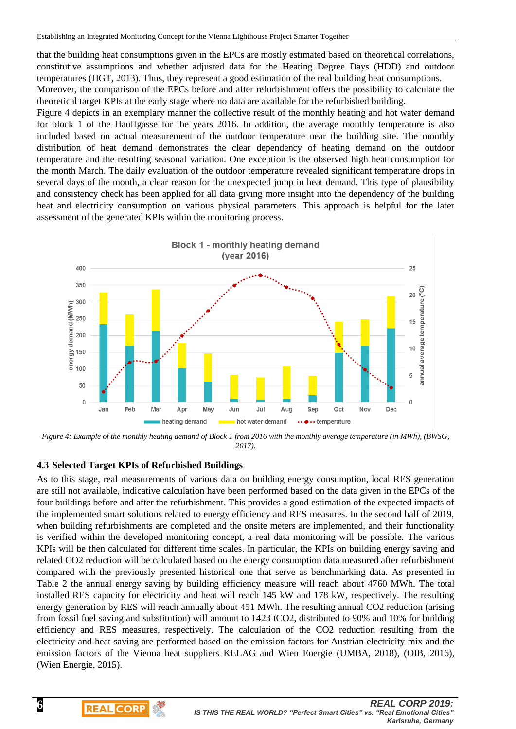that the building heat consumptions given in the EPCs are mostly estimated based on theoretical correlations, constitutive assumptions and whether adjusted data for the Heating Degree Days (HDD) and outdoor temperatures (HGT, 2013). Thus, they represent a good estimation of the real building heat consumptions.

Moreover, the comparison of the EPCs before and after refurbishment offers the possibility to calculate the theoretical target KPIs at the early stage where no data are available for the refurbished building.

Figure 4 depicts in an exemplary manner the collective result of the monthly heating and hot water demand for block 1 of the Hauffgasse for the years 2016. In addition, the average monthly temperature is also included based on actual measurement of the outdoor temperature near the building site. The monthly distribution of heat demand demonstrates the clear dependency of heating demand on the outdoor temperature and the resulting seasonal variation. One exception is the observed high heat consumption for the month March. The daily evaluation of the outdoor temperature revealed significant temperature drops in several days of the month, a clear reason for the unexpected jump in heat demand. This type of plausibility and consistency check has been applied for all data giving more insight into the dependency of the building heat and electricity consumption on various physical parameters. This approach is helpful for the later assessment of the generated KPIs within the monitoring process.

*Figure 4: Example of the monthly heating demand of Block 1 from 2016 with the monthly average temperature (in MWh), (BWSG, 2017).*

## 4.3 Selected Target KPIs of Refurbished Buildings

As to this stage, real measurements of various data on building energy consumption, local RES generation are still not available, indicative calculation have been performed based on the data given in the EPCs of the four buildings before and after the refurbishment. This provides a good estimation of the expected impacts of the implemented smart solutions related to energy efficiency and RES measures. In the second half of 2019, when building refurbishments are completed and the onsite meters are implemented, and their functionality is verified within the developed monitoring concept, a real data monitoring will be possible. The various KPIs will be then calculated for different time scales. In particular, the KPIs on building energy saving and related $CO_2$ reduction will be calculated based on the energy consumption data measured after refurbishment compared with the previously presented historical one that serve as benchmarking data. As presented in Table 2 the annual energy saving by building efficiency measure will reach about 4760 MWh. The total installed RES capacity for electricity and heat will reach 145 kW and 178 kW, respectively. The resulting energy generation by RES will reach annually about 451 MWh. The resulting annual $CO_2$ reduction (arising from fossil fuel saving and substitution) will amount to 1423 $tCO_2$, distributed to 90% and 10% for building efficiency and RES measures, respectively. The calculation of the $CO_2$ reduction resulting from the electricity and heat saving are performed based on the emission factors for Austrian electricity mix and the emission factors of the Vienna heat suppliers KELAG and Wien Energie (UMBA, 2018), (OIB, 2016), (Wien Energie, 2015).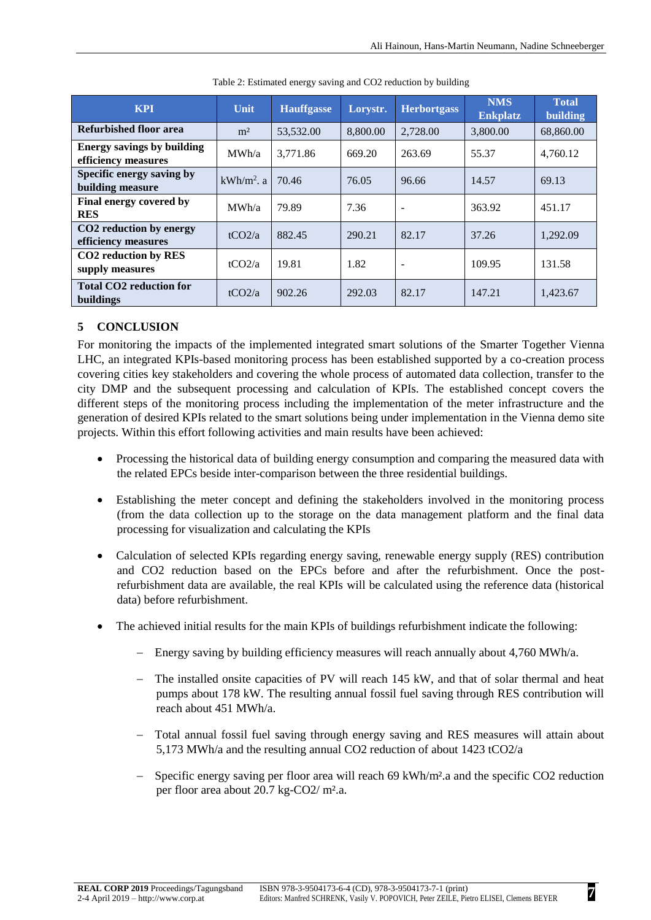Table 2: Estimated energy saving and CO2 reduction by building

| KPI | Unit | Hauffgasse | Lorystr. | Herbortgass | NMS Enkplatz | Total building |
|---|---|---|---|---|---|---|
| **Refurbished floor area** | m² | 53,532.00 | 8,800.00 | 2,728.00 | 3,800.00 | 68,860.00 |
| **Energy savings by building efficiency measures** | MWh/a | 3,771.86 | 669.20 | 263.69 | 55.37 | 4,760.12 |
| **Specific energy saving by building measure** | kWh/m². a | 70.46 | 76.05 | 96.66 | 14.57 | 69.13 |
| **Final energy covered by RES** | MWh/a | 79.89 | 7.36 | - | 363.92 | 451.17 |
| **CO2 reduction by energy efficiency measures** | tCO2/a | 882.45 | 290.21 | 82.17 | 37.26 | 1,292.09 |
| **CO2 reduction by RES supply measures** | tCO2/a | 19.81 | 1.82 | - | 109.95 | 131.58 |
| **Total CO2 reduction for buildings** | tCO2/a | 902.26 | 292.03 | 82.17 | 147.21 | 1,423.67 |

## 5 CONCLUSION

For monitoring the impacts of the implemented integrated smart solutions of the Smarter Together Vienna LHC, an integrated KPIs-based monitoring process has been established supported by a co-creation process covering cities key stakeholders and covering the whole process of automated data collection, transfer to the city DMP and the subsequent processing and calculation of KPIs. The established concept covers the different steps of the monitoring process including the implementation of the meter infrastructure and the generation of desired KPIs related to the smart solutions being under implementation in the Vienna demo site projects. Within this effort following activities and main results have been achieved:

- Processing the historical data of building energy consumption and comparing the measured data with the related EPCs beside inter-comparison between the three residential buildings.
- Establishing the meter concept and defining the stakeholders involved in the monitoring process (from the data collection up to the storage on the data management platform and the final data processing for visualization and calculating the KPIs
- Calculation of selected KPIs regarding energy saving, renewable energy supply (RES) contribution and CO2 reduction based on the EPCs before and after the refurbishment. Once the post-refurbishment data are available, the real KPIs will be calculated using the reference data (historical data) before refurbishment.
- The achieved initial results for the main KPIs of buildings refurbishment indicate the following:
  - Energy saving by building efficiency measures will reach annually about 4,760 MWh/a.
  - The installed onsite capacities of PV will reach 145 kW, and that of solar thermal and heat pumps about 178 kW. The resulting annual fossil fuel saving through RES contribution will reach about 451 MWh/a.
  - Total annual fossil fuel saving through energy saving and RES measures will attain about 5,173 MWh/a and the resulting annual CO2 reduction of about 1423 tCO2/a
  - Specific energy saving per floor area will reach 69 kWh/m².a and the specific CO2 reduction per floor area about 20.7 kg-CO2/ m².a.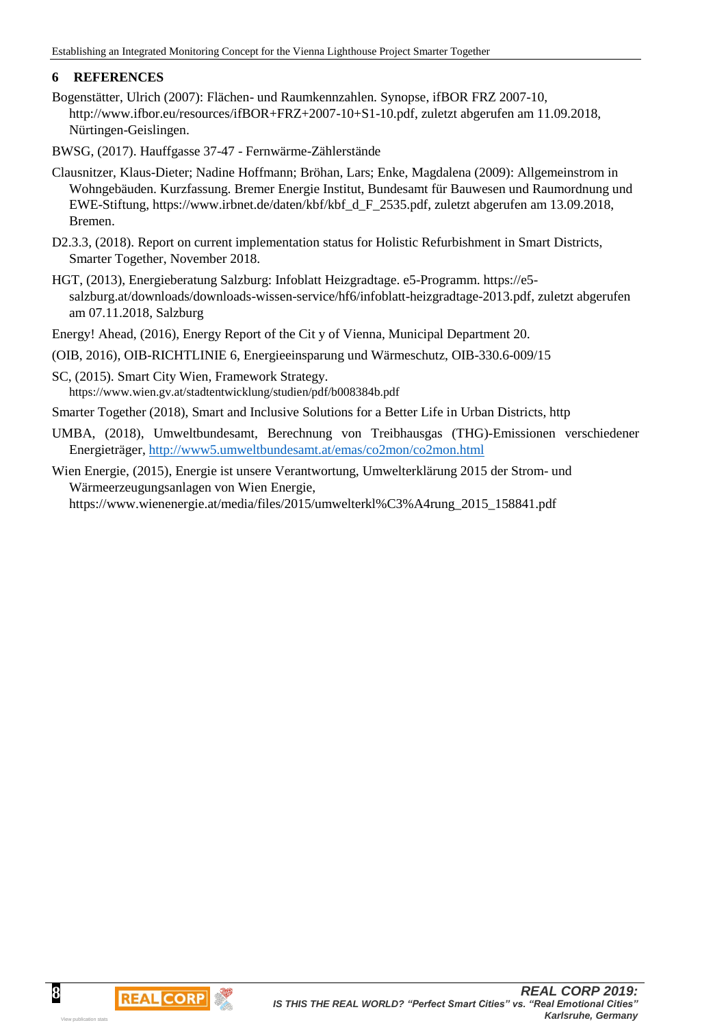## 6 REFERENCES

Bogenstätter, Ulrich (2007): Flächen- und Raumkennzahlen. Synopse, ifBOR FRZ 2007-10, http://www.ifbor.eu/resources/ifBOR+FRZ+2007-10+S1-10.pdf, zuletzt abgerufen am 11.09.2018, Nürtingen-Geislingen.

BWSG, (2017). Hauffgasse 37-47 - Fernwärme-Zählerstände

Clausnitzer, Klaus-Dieter; Nadine Hoffmann; Bröhan, Lars; Enke, Magdalena (2009): Allgemeinstrom in Wohngebäuden. Kurzfassung. Bremer Energie Institut, Bundesamt für Bauwesen und Raumordnung und EWE-Stiftung, https://www.irbnet.de/daten/kbf/kbf_d_F_2535.pdf, zuletzt abgerufen am 13.09.2018, Bremen.

D2.3.3, (2018). Report on current implementation status for Holistic Refurbishment in Smart Districts, Smarter Together, November 2018.

HGT, (2013), Energieberatung Salzburg: Infoblatt Heizgradtage. e5-Programm. https://e5-salzburg.at/downloads/downloads-wissen-service/hf6/infoblatt-heizgradtage-2013.pdf, zuletzt abgerufen am 07.11.2018, Salzburg

Energy! Ahead, (2016), Energy Report of the Cit y of Vienna, Municipal Department 20.

(OIB, 2016), OIB-RICHTLINIE 6, Energieeinsparung und Wärmeschutz, OIB-330.6-009/15

SC, (2015). Smart City Wien, Framework Strategy. https://www.wien.gv.at/stadtentwicklung/studien/pdf/b008384b.pdf

Smarter Together (2018), Smart and Inclusive Solutions for a Better Life in Urban Districts, http

UMBA, (2018), Umweltbundesamt, Berechnung von Treibhausgas (THG)-Emissionen verschiedener Energieträger, http://www5.umweltbundesamt.at/emas/co2mon/co2mon.html

Wien Energie, (2015), Energie ist unsere Verantwortung, Umwelterklärung 2015 der Strom- und Wärmeerzeugungsanlagen von Wien Energie, https://www.wienenergie.at/media/files/2015/umwelterkl%C3%A4rung_2015_158841.pdf